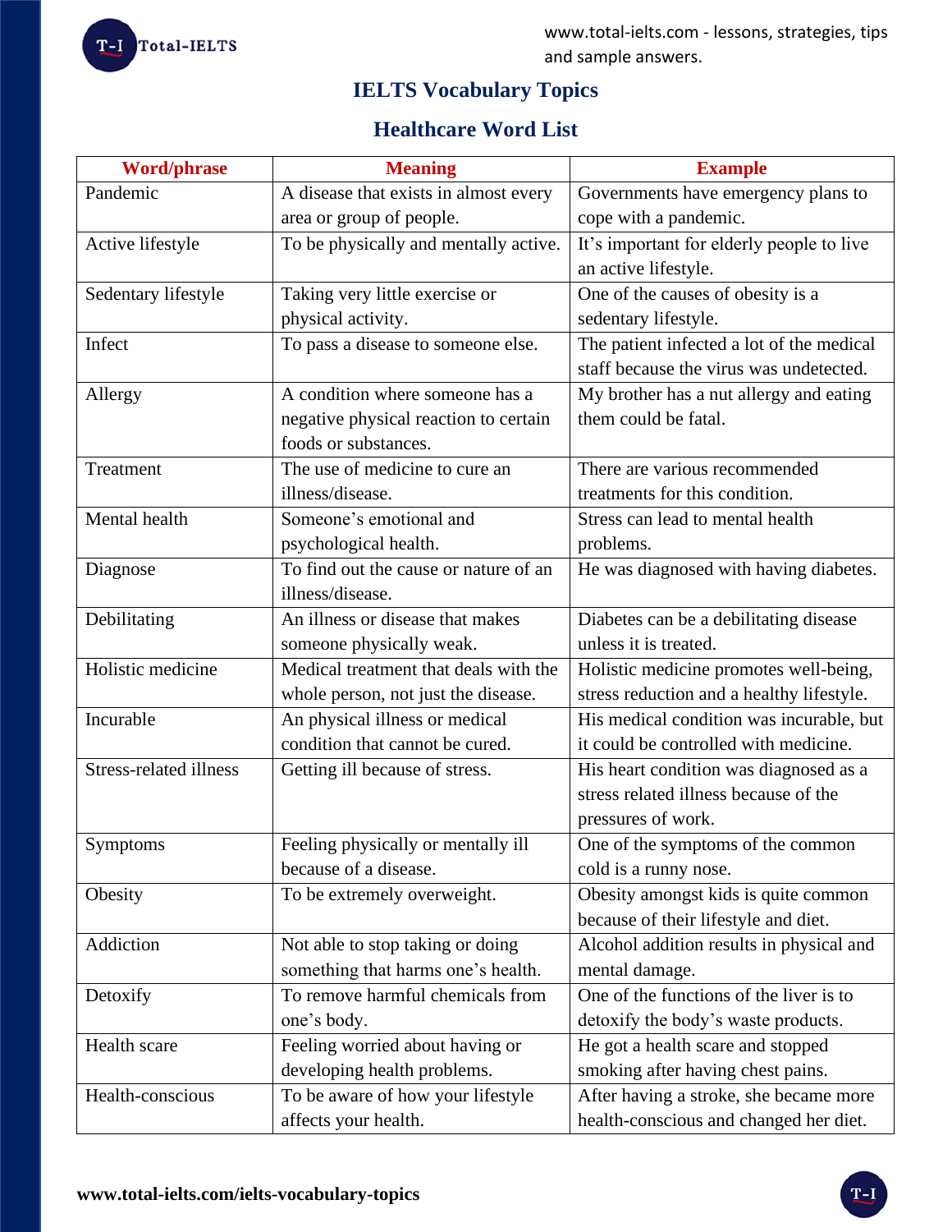# IELTS Vocabulary Topics

## Healthcare Word List

| Word/phrase | Meaning | Example |
| --- | --- | --- |
| Pandemic | A disease that exists in almost every area or group of people. | Governments have emergency plans to cope with a pandemic. |
| Active lifestyle | To be physically and mentally active. | It's important for elderly people to live an active lifestyle. |
| Sedentary lifestyle | Taking very little exercise or physical activity. | One of the causes of obesity is a sedentary lifestyle. |
| Infect | To pass a disease to someone else. | The patient infected a lot of the medical staff because the virus was undetected. |
| Allergy | A condition where someone has a negative physical reaction to certain foods or substances. | My brother has a nut allergy and eating them could be fatal. |
| Treatment | The use of medicine to cure an illness/disease. | There are various recommended treatments for this condition. |
| Mental health | Someone's emotional and psychological health. | Stress can lead to mental health problems. |
| Diagnose | To find out the cause or nature of an illness/disease. | He was diagnosed with having diabetes. |
| Debilitating | An illness or disease that makes someone physically weak. | Diabetes can be a debilitating disease unless it is treated. |
| Holistic medicine | Medical treatment that deals with the whole person, not just the disease. | Holistic medicine promotes well-being, stress reduction and a healthy lifestyle. |
| Incurable | An physical illness or medical condition that cannot be cured. | His medical condition was incurable, but it could be controlled with medicine. |
| Stress-related illness | Getting ill because of stress. | His heart condition was diagnosed as a stress related illness because of the pressures of work. |
| Symptoms | Feeling physically or mentally ill because of a disease. | One of the symptoms of the common cold is a runny nose. |
| Obesity | To be extremely overweight. | Obesity amongst kids is quite common because of their lifestyle and diet. |
| Addiction | Not able to stop taking or doing something that harms one's health. | Alcohol addition results in physical and mental damage. |
| Detoxify | To remove harmful chemicals from one's body. | One of the functions of the liver is to detoxify the body's waste products. |
| Health scare | Feeling worried about having or developing health problems. | He got a health scare and stopped smoking after having chest pains. |
| Health-conscious | To be aware of how your lifestyle affects your health. | After having a stroke, she became more health-conscious and changed her diet. |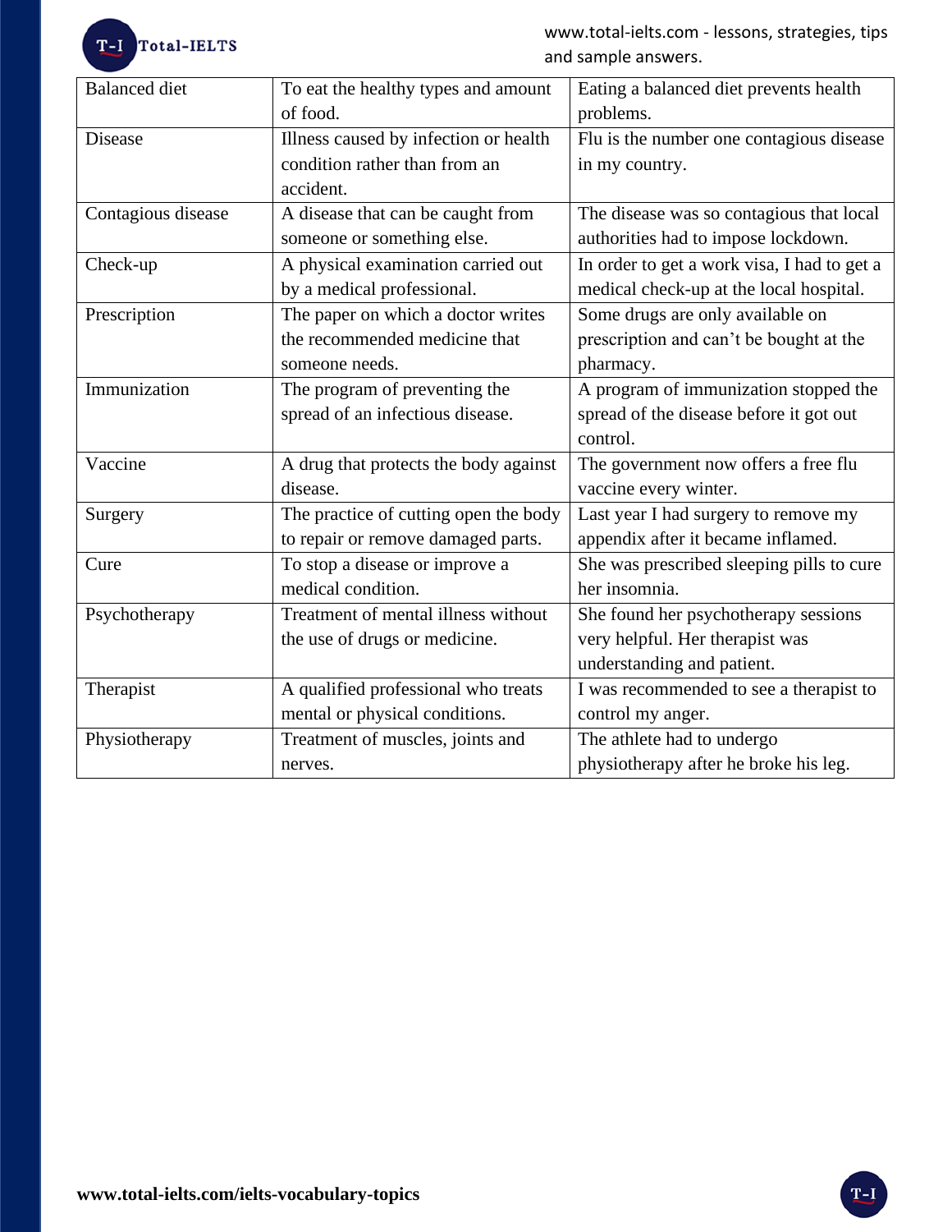| Balanced diet | To eat the healthy types and amount of food. | Eating a balanced diet prevents health problems. |
|---|---|---|
| Disease | Illness caused by infection or health condition rather than from an accident. | Flu is the number one contagious disease in my country. |
| Contagious disease | A disease that can be caught from someone or something else. | The disease was so contagious that local authorities had to impose lockdown. |
| Check-up | A physical examination carried out by a medical professional. | In order to get a work visa, I had to get a medical check-up at the local hospital. |
| Prescription | The paper on which a doctor writes the recommended medicine that someone needs. | Some drugs are only available on prescription and can't be bought at the pharmacy. |
| Immunization | The program of preventing the spread of an infectious disease. | A program of immunization stopped the spread of the disease before it got out control. |
| Vaccine | A drug that protects the body against disease. | The government now offers a free flu vaccine every winter. |
| Surgery | The practice of cutting open the body to repair or remove damaged parts. | Last year I had surgery to remove my appendix after it became inflamed. |
| Cure | To stop a disease or improve a medical condition. | She was prescribed sleeping pills to cure her insomnia. |
| Psychotherapy | Treatment of mental illness without the use of drugs or medicine. | She found her psychotherapy sessions very helpful. Her therapist was understanding and patient. |
| Therapist | A qualified professional who treats mental or physical conditions. | I was recommended to see a therapist to control my anger. |
| Physiotherapy | Treatment of muscles, joints and nerves. | The athlete had to undergo physiotherapy after he broke his leg. |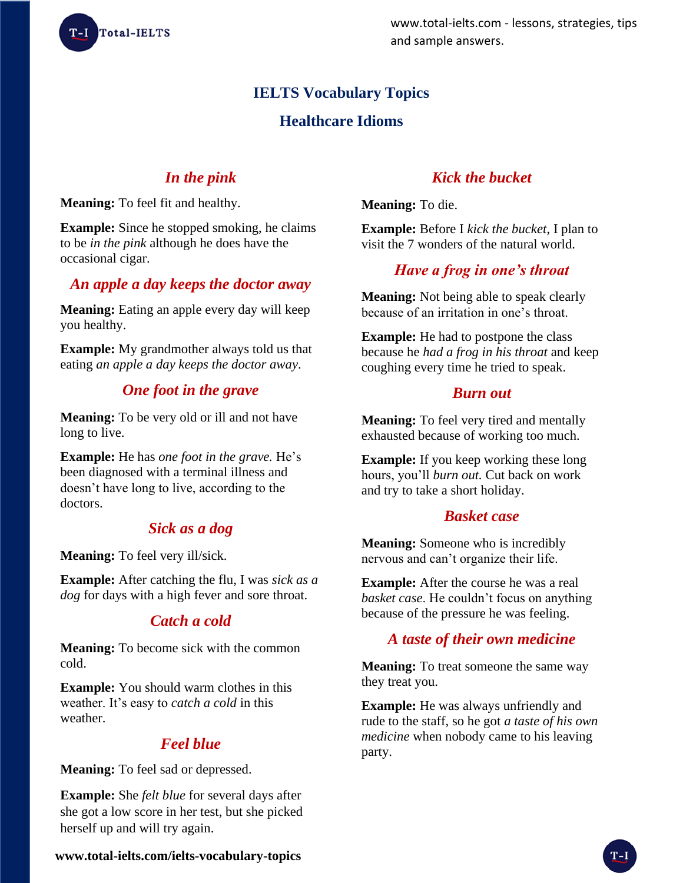# IELTS Vocabulary Topics

## Healthcare Idioms

### *In the pink*

**Meaning:** To feel fit and healthy.

**Example:** Since he stopped smoking, he claims to be *in the pink* although he does have the occasional cigar.

### *An apple a day keeps the doctor away*

**Meaning:** Eating an apple every day will keep you healthy.

**Example:** My grandmother always told us that eating *an apple a day keeps the doctor away*.

### *One foot in the grave*

**Meaning:** To be very old or ill and not have long to live.

**Example:** He has *one foot in the grave.* He's been diagnosed with a terminal illness and doesn't have long to live, according to the doctors.

### *Sick as a dog*

**Meaning:** To feel very ill/sick.

**Example:** After catching the flu, I was *sick as a dog* for days with a high fever and sore throat.

### *Catch a cold*

**Meaning:** To become sick with the common cold.

**Example:** You should warm clothes in this weather. It's easy to *catch a cold* in this weather.

### *Feel blue*

**Meaning:** To feel sad or depressed.

**Example:** She *felt blue* for several days after she got a low score in her test, but she picked herself up and will try again.

### *Kick the bucket*

**Meaning:** To die.

**Example:** Before I *kick the bucket*, I plan to visit the 7 wonders of the natural world.

### *Have a frog in one's throat*

**Meaning:** Not being able to speak clearly because of an irritation in one's throat.

**Example:** He had to postpone the class because he *had a frog in his throat* and keep coughing every time he tried to speak.

### *Burn out*

**Meaning:** To feel very tired and mentally exhausted because of working too much.

**Example:** If you keep working these long hours, you'll *burn out.* Cut back on work and try to take a short holiday.

### *Basket case*

**Meaning:** Someone who is incredibly nervous and can't organize their life.

**Example:** After the course he was a real *basket case*. He couldn't focus on anything because of the pressure he was feeling.

### *A taste of their own medicine*

**Meaning:** To treat someone the same way they treat you.

**Example:** He was always unfriendly and rude to the staff, so he got *a taste of his own medicine* when nobody came to his leaving party.